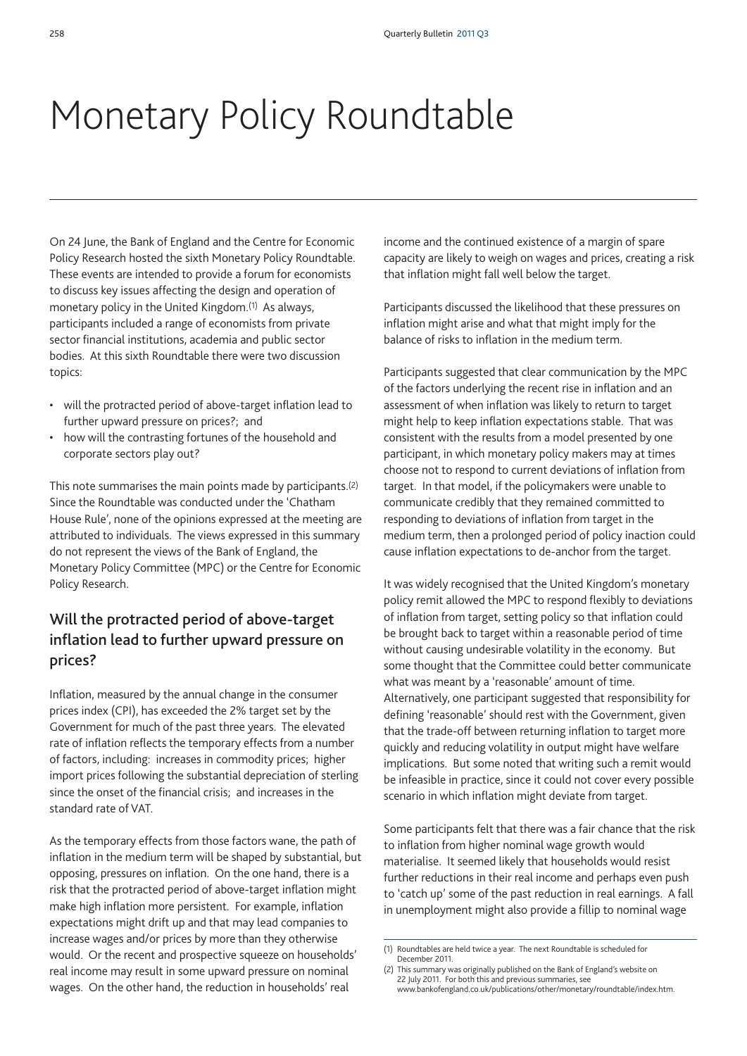# Monetary Policy Roundtable

On 24 June, the Bank of England and the Centre for Economic Policy Research hosted the sixth Monetary Policy Roundtable. These events are intended to provide a forum for economists to discuss key issues affecting the design and operation of monetary policy in the United Kingdom.[1] As always, participants included a range of economists from private sector financial institutions, academia and public sector bodies. At this sixth Roundtable there were two discussion topics:

- will the protracted period of above-target inflation lead to further upward pressure on prices?; and
- how will the contrasting fortunes of the household and corporate sectors play out?

This note summarises the main points made by participants.[2] Since the Roundtable was conducted under the 'Chatham House Rule', none of the opinions expressed at the meeting are attributed to individuals. The views expressed in this summary do not represent the views of the Bank of England, the Monetary Policy Committee (MPC) or the Centre for Economic Policy Research.

## Will the protracted period of above-target inflation lead to further upward pressure on prices?

Inflation, measured by the annual change in the consumer prices index (CPI), has exceeded the 2% target set by the Government for much of the past three years. The elevated rate of inflation reflects the temporary effects from a number of factors, including: increases in commodity prices; higher import prices following the substantial depreciation of sterling since the onset of the financial crisis; and increases in the standard rate of VAT.

As the temporary effects from those factors wane, the path of inflation in the medium term will be shaped by substantial, but opposing, pressures on inflation. On the one hand, there is a risk that the protracted period of above-target inflation might make high inflation more persistent. For example, inflation expectations might drift up and that may lead companies to increase wages and/or prices by more than they otherwise would. Or the recent and prospective squeeze on households' real income may result in some upward pressure on nominal wages. On the other hand, the reduction in households' real income and the continued existence of a margin of spare capacity are likely to weigh on wages and prices, creating a risk that inflation might fall well below the target.

Participants discussed the likelihood that these pressures on inflation might arise and what that might imply for the balance of risks to inflation in the medium term.

Participants suggested that clear communication by the MPC of the factors underlying the recent rise in inflation and an assessment of when inflation was likely to return to target might help to keep inflation expectations stable. That was consistent with the results from a model presented by one participant, in which monetary policy makers may at times choose not to respond to current deviations of inflation from target. In that model, if the policymakers were unable to communicate credibly that they remained committed to responding to deviations of inflation from target in the medium term, then a prolonged period of policy inaction could cause inflation expectations to de-anchor from the target.

It was widely recognised that the United Kingdom's monetary policy remit allowed the MPC to respond flexibly to deviations of inflation from target, setting policy so that inflation could be brought back to target within a reasonable period of time without causing undesirable volatility in the economy. But some thought that the Committee could better communicate what was meant by a 'reasonable' amount of time. Alternatively, one participant suggested that responsibility for defining 'reasonable' should rest with the Government, given that the trade-off between returning inflation to target more quickly and reducing volatility in output might have welfare implications. But some noted that writing such a remit would be infeasible in practice, since it could not cover every possible scenario in which inflation might deviate from target.

Some participants felt that there was a fair chance that the risk to inflation from higher nominal wage growth would materialise. It seemed likely that households would resist further reductions in their real income and perhaps even push to 'catch up' some of the past reduction in real earnings. A fall in unemployment might also provide a fillip to nominal wage

(1) Roundtables are held twice a year. The next Roundtable is scheduled for December 2011.

(2) This summary was originally published on the Bank of England's website on 22 July 2011. For both this and previous summaries, see www.bankofengland.co.uk/publications/other/monetary/roundtable/index.htm.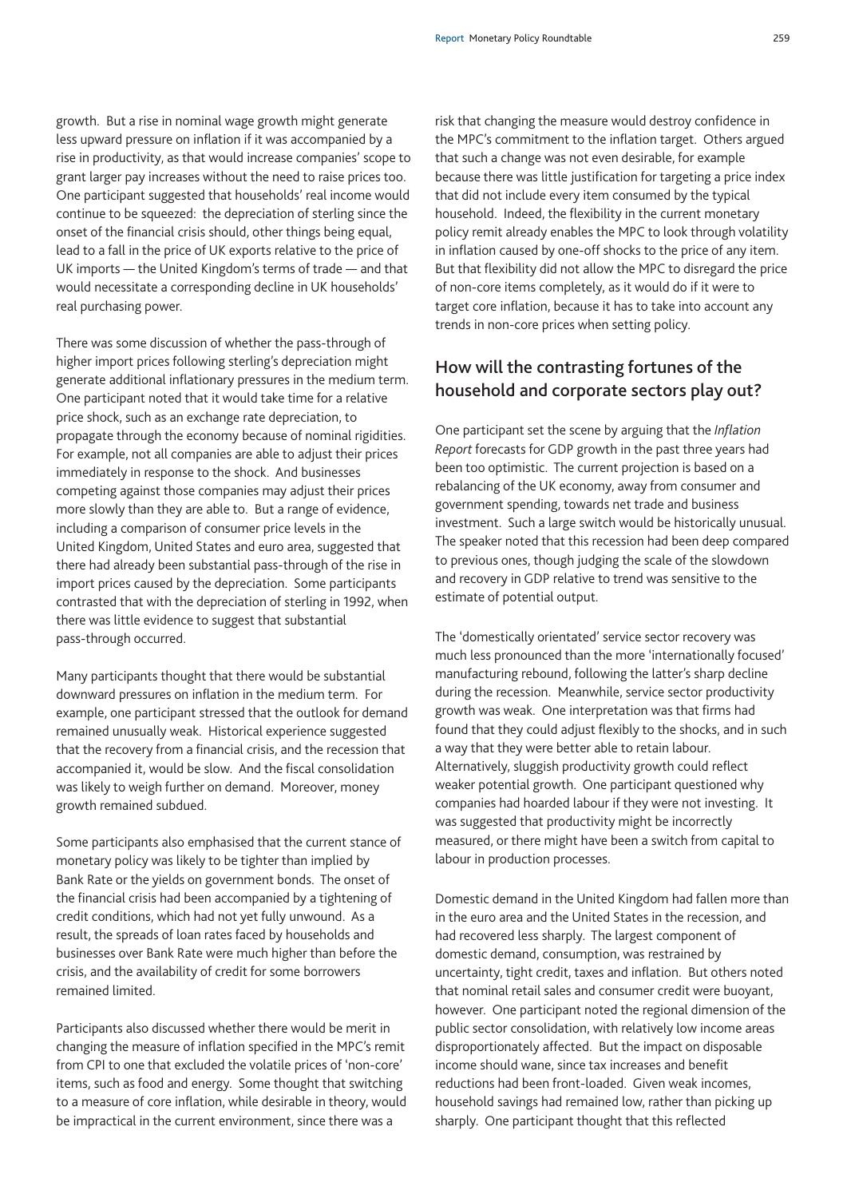growth. But a rise in nominal wage growth might generate less upward pressure on inflation if it was accompanied by a rise in productivity, as that would increase companies' scope to grant larger pay increases without the need to raise prices too. One participant suggested that households' real income would continue to be squeezed: the depreciation of sterling since the onset of the financial crisis should, other things being equal, lead to a fall in the price of UK exports relative to the price of UK imports — the United Kingdom's terms of trade — and that would necessitate a corresponding decline in UK households' real purchasing power.

There was some discussion of whether the pass-through of higher import prices following sterling's depreciation might generate additional inflationary pressures in the medium term. One participant noted that it would take time for a relative price shock, such as an exchange rate depreciation, to propagate through the economy because of nominal rigidities. For example, not all companies are able to adjust their prices immediately in response to the shock. And businesses competing against those companies may adjust their prices more slowly than they are able to. But a range of evidence, including a comparison of consumer price levels in the United Kingdom, United States and euro area, suggested that there had already been substantial pass-through of the rise in import prices caused by the depreciation. Some participants contrasted that with the depreciation of sterling in 1992, when there was little evidence to suggest that substantial pass-through occurred.

Many participants thought that there would be substantial downward pressures on inflation in the medium term. For example, one participant stressed that the outlook for demand remained unusually weak. Historical experience suggested that the recovery from a financial crisis, and the recession that accompanied it, would be slow. And the fiscal consolidation was likely to weigh further on demand. Moreover, money growth remained subdued.

Some participants also emphasised that the current stance of monetary policy was likely to be tighter than implied by Bank Rate or the yields on government bonds. The onset of the financial crisis had been accompanied by a tightening of credit conditions, which had not yet fully unwound. As a result, the spreads of loan rates faced by households and businesses over Bank Rate were much higher than before the crisis, and the availability of credit for some borrowers remained limited.

Participants also discussed whether there would be merit in changing the measure of inflation specified in the MPC's remit from CPI to one that excluded the volatile prices of 'non-core' items, such as food and energy. Some thought that switching to a measure of core inflation, while desirable in theory, would be impractical in the current environment, since there was a risk that changing the measure would destroy confidence in the MPC's commitment to the inflation target. Others argued that such a change was not even desirable, for example because there was little justification for targeting a price index that did not include every item consumed by the typical household. Indeed, the flexibility in the current monetary policy remit already enables the MPC to look through volatility in inflation caused by one-off shocks to the price of any item. But that flexibility did not allow the MPC to disregard the price of non-core items completely, as it would do if it were to target core inflation, because it has to take into account any trends in non-core prices when setting policy.

## How will the contrasting fortunes of the household and corporate sectors play out?

One participant set the scene by arguing that the *Inflation Report* forecasts for GDP growth in the past three years had been too optimistic. The current projection is based on a rebalancing of the UK economy, away from consumer and government spending, towards net trade and business investment. Such a large switch would be historically unusual. The speaker noted that this recession had been deep compared to previous ones, though judging the scale of the slowdown and recovery in GDP relative to trend was sensitive to the estimate of potential output.

The 'domestically orientated' service sector recovery was much less pronounced than the more 'internationally focused' manufacturing rebound, following the latter's sharp decline during the recession. Meanwhile, service sector productivity growth was weak. One interpretation was that firms had found that they could adjust flexibly to the shocks, and in such a way that they were better able to retain labour. Alternatively, sluggish productivity growth could reflect weaker potential growth. One participant questioned why companies had hoarded labour if they were not investing. It was suggested that productivity might be incorrectly measured, or there might have been a switch from capital to labour in production processes.

Domestic demand in the United Kingdom had fallen more than in the euro area and the United States in the recession, and had recovered less sharply. The largest component of domestic demand, consumption, was restrained by uncertainty, tight credit, taxes and inflation. But others noted that nominal retail sales and consumer credit were buoyant, however. One participant noted the regional dimension of the public sector consolidation, with relatively low income areas disproportionately affected. But the impact on disposable income should wane, since tax increases and benefit reductions had been front-loaded. Given weak incomes, household savings had remained low, rather than picking up sharply. One participant thought that this reflected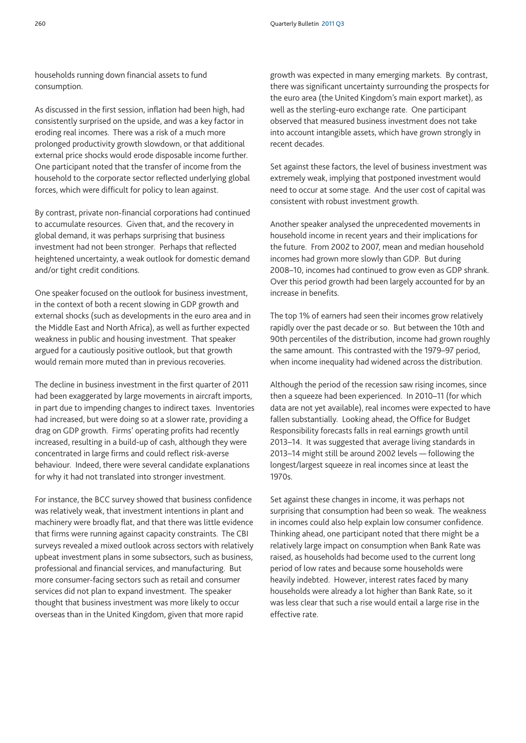households running down financial assets to fund consumption.

As discussed in the first session, inflation had been high, had consistently surprised on the upside, and was a key factor in eroding real incomes. There was a risk of a much more prolonged productivity growth slowdown, or that additional external price shocks would erode disposable income further. One participant noted that the transfer of income from the household to the corporate sector reflected underlying global forces, which were difficult for policy to lean against.

By contrast, private non-financial corporations had continued to accumulate resources. Given that, and the recovery in global demand, it was perhaps surprising that business investment had not been stronger. Perhaps that reflected heightened uncertainty, a weak outlook for domestic demand and/or tight credit conditions.

One speaker focused on the outlook for business investment, in the context of both a recent slowing in GDP growth and external shocks (such as developments in the euro area and in the Middle East and North Africa), as well as further expected weakness in public and housing investment. That speaker argued for a cautiously positive outlook, but that growth would remain more muted than in previous recoveries.

The decline in business investment in the first quarter of 2011 had been exaggerated by large movements in aircraft imports, in part due to impending changes to indirect taxes. Inventories had increased, but were doing so at a slower rate, providing a drag on GDP growth. Firms' operating profits had recently increased, resulting in a build-up of cash, although they were concentrated in large firms and could reflect risk-averse behaviour. Indeed, there were several candidate explanations for why it had not translated into stronger investment.

For instance, the BCC survey showed that business confidence was relatively weak, that investment intentions in plant and machinery were broadly flat, and that there was little evidence that firms were running against capacity constraints. The CBI surveys revealed a mixed outlook across sectors with relatively upbeat investment plans in some subsectors, such as business, professional and financial services, and manufacturing. But more consumer-facing sectors such as retail and consumer services did not plan to expand investment. The speaker thought that business investment was more likely to occur overseas than in the United Kingdom, given that more rapid growth was expected in many emerging markets. By contrast, there was significant uncertainty surrounding the prospects for the euro area (the United Kingdom's main export market), as well as the sterling-euro exchange rate. One participant observed that measured business investment does not take into account intangible assets, which have grown strongly in recent decades.

Set against these factors, the level of business investment was extremely weak, implying that postponed investment would need to occur at some stage. And the user cost of capital was consistent with robust investment growth.

Another speaker analysed the unprecedented movements in household income in recent years and their implications for the future. From 2002 to 2007, mean and median household incomes had grown more slowly than GDP. But during 2008–10, incomes had continued to grow even as GDP shrank. Over this period growth had been largely accounted for by an increase in benefits.

The top 1% of earners had seen their incomes grow relatively rapidly over the past decade or so. But between the 10th and 90th percentiles of the distribution, income had grown roughly the same amount. This contrasted with the 1979–97 period, when income inequality had widened across the distribution.

Although the period of the recession saw rising incomes, since then a squeeze had been experienced. In 2010–11 (for which data are not yet available), real incomes were expected to have fallen substantially. Looking ahead, the Office for Budget Responsibility forecasts falls in real earnings growth until 2013–14. It was suggested that average living standards in 2013–14 might still be around 2002 levels — following the longest/largest squeeze in real incomes since at least the 1970s.

Set against these changes in income, it was perhaps not surprising that consumption had been so weak. The weakness in incomes could also help explain low consumer confidence. Thinking ahead, one participant noted that there might be a relatively large impact on consumption when Bank Rate was raised, as households had become used to the current long period of low rates and because some households were heavily indebted. However, interest rates faced by many households were already a lot higher than Bank Rate, so it was less clear that such a rise would entail a large rise in the effective rate.